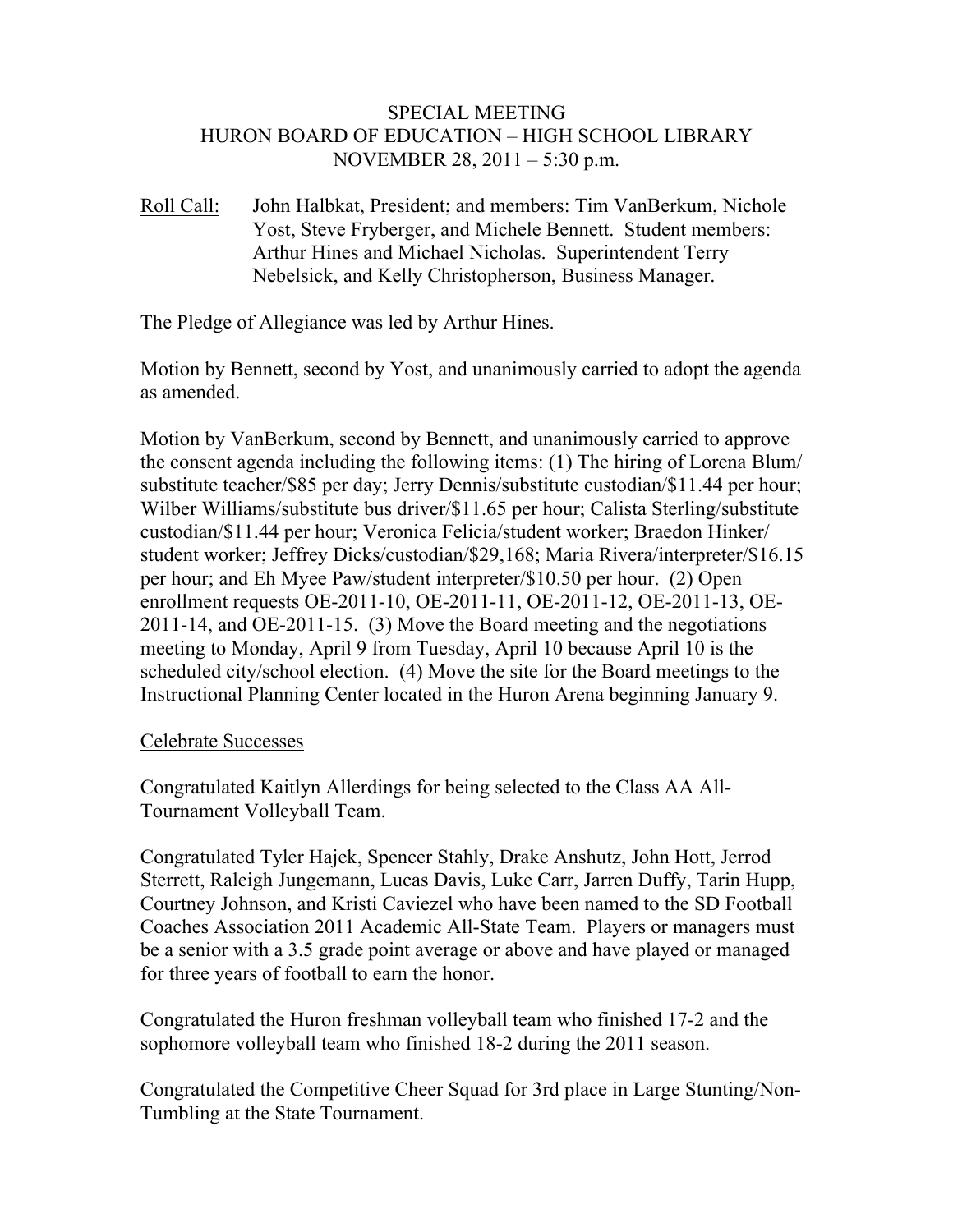SPECIAL MEETING
HURON BOARD OF EDUCATION – HIGH SCHOOL LIBRARY
NOVEMBER 28, 2011 – 5:30 p.m.

Roll Call: John Halbkat, President; and members: Tim VanBerkum, Nichole Yost, Steve Fryberger, and Michele Bennett. Student members: Arthur Hines and Michael Nicholas. Superintendent Terry Nebelsick, and Kelly Christopherson, Business Manager.

The Pledge of Allegiance was led by Arthur Hines.

Motion by Bennett, second by Yost, and unanimously carried to adopt the agenda as amended.

Motion by VanBerkum, second by Bennett, and unanimously carried to approve the consent agenda including the following items: (1) The hiring of Lorena Blum/substitute teacher/$85 per day; Jerry Dennis/substitute custodian/$11.44 per hour; Wilber Williams/substitute bus driver/$11.65 per hour; Calista Sterling/substitute custodian/$11.44 per hour; Veronica Felicia/student worker; Braedon Hinker/student worker; Jeffrey Dicks/custodian/$29,168; Maria Rivera/interpreter/$16.15 per hour; and Eh Myee Paw/student interpreter/$10.50 per hour. (2) Open enrollment requests OE-2011-10, OE-2011-11, OE-2011-12, OE-2011-13, OE-2011-14, and OE-2011-15. (3) Move the Board meeting and the negotiations meeting to Monday, April 9 from Tuesday, April 10 because April 10 is the scheduled city/school election. (4) Move the site for the Board meetings to the Instructional Planning Center located in the Huron Arena beginning January 9.

Celebrate Successes

Congratulated Kaitlyn Allerdings for being selected to the Class AA All-Tournament Volleyball Team.

Congratulated Tyler Hajek, Spencer Stahly, Drake Anshutz, John Hott, Jerrod Sterrett, Raleigh Jungemann, Lucas Davis, Luke Carr, Jarren Duffy, Tarin Hupp, Courtney Johnson, and Kristi Caviezel who have been named to the SD Football Coaches Association 2011 Academic All-State Team. Players or managers must be a senior with a 3.5 grade point average or above and have played or managed for three years of football to earn the honor.

Congratulated the Huron freshman volleyball team who finished 17-2 and the sophomore volleyball team who finished 18-2 during the 2011 season.

Congratulated the Competitive Cheer Squad for 3rd place in Large Stunting/Non-Tumbling at the State Tournament.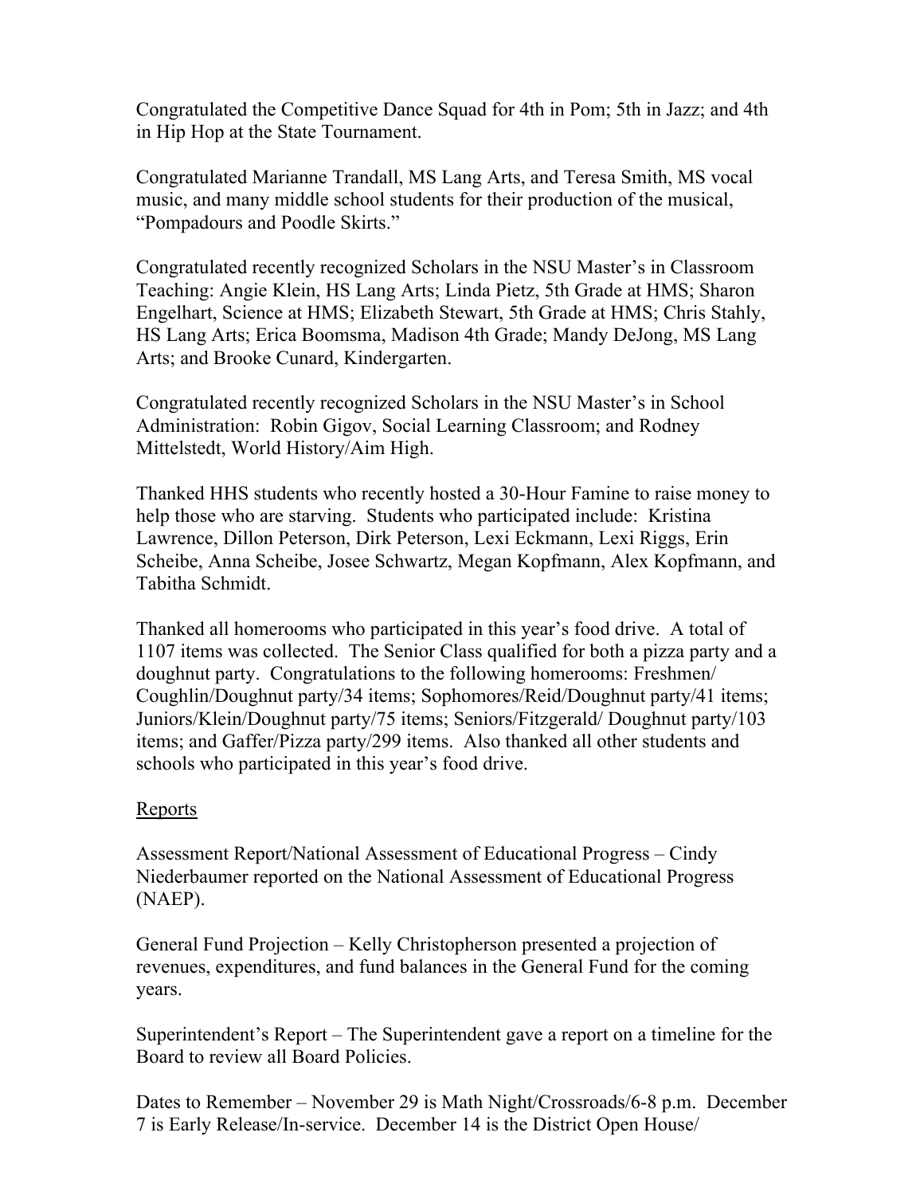Congratulated the Competitive Dance Squad for 4th in Pom; 5th in Jazz; and 4th in Hip Hop at the State Tournament.

Congratulated Marianne Trandall, MS Lang Arts, and Teresa Smith, MS vocal music, and many middle school students for their production of the musical, "Pompadours and Poodle Skirts."

Congratulated recently recognized Scholars in the NSU Master's in Classroom Teaching: Angie Klein, HS Lang Arts; Linda Pietz, 5th Grade at HMS; Sharon Engelhart, Science at HMS; Elizabeth Stewart, 5th Grade at HMS; Chris Stahly, HS Lang Arts; Erica Boomsma, Madison 4th Grade; Mandy DeJong, MS Lang Arts; and Brooke Cunard, Kindergarten.

Congratulated recently recognized Scholars in the NSU Master's in School Administration: Robin Gigov, Social Learning Classroom; and Rodney Mittelstedt, World History/Aim High.

Thanked HHS students who recently hosted a 30-Hour Famine to raise money to help those who are starving. Students who participated include: Kristina Lawrence, Dillon Peterson, Dirk Peterson, Lexi Eckmann, Lexi Riggs, Erin Scheibe, Anna Scheibe, Josee Schwartz, Megan Kopfmann, Alex Kopfmann, and Tabitha Schmidt.

Thanked all homerooms who participated in this year's food drive. A total of 1107 items was collected. The Senior Class qualified for both a pizza party and a doughnut party. Congratulations to the following homerooms: Freshmen/ Coughlin/Doughnut party/34 items; Sophomores/Reid/Doughnut party/41 items; Juniors/Klein/Doughnut party/75 items; Seniors/Fitzgerald/ Doughnut party/103 items; and Gaffer/Pizza party/299 items. Also thanked all other students and schools who participated in this year's food drive.

Reports

Assessment Report/National Assessment of Educational Progress – Cindy Niederbaumer reported on the National Assessment of Educational Progress (NAEP).

General Fund Projection – Kelly Christopherson presented a projection of revenues, expenditures, and fund balances in the General Fund for the coming years.

Superintendent's Report – The Superintendent gave a report on a timeline for the Board to review all Board Policies.

Dates to Remember – November 29 is Math Night/Crossroads/6-8 p.m. December 7 is Early Release/In-service. December 14 is the District Open House/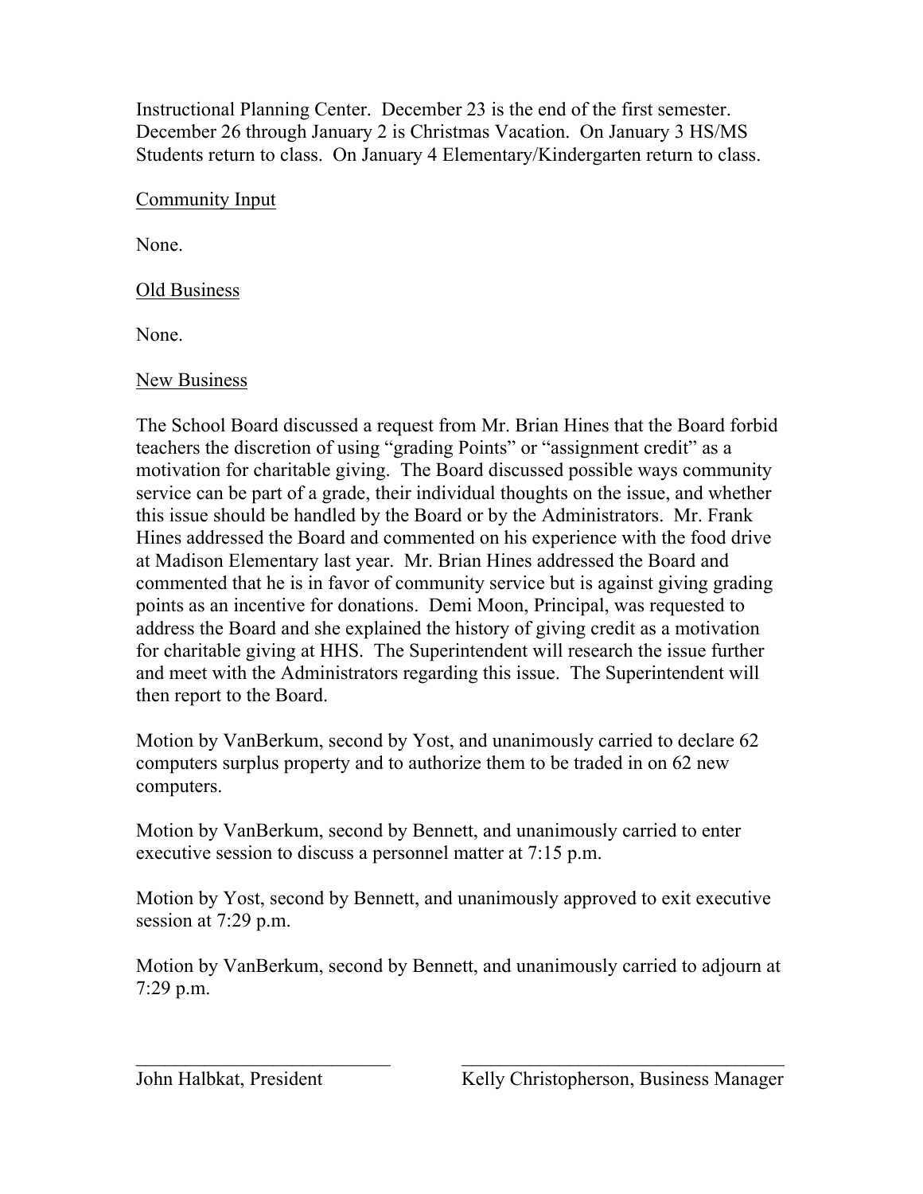Instructional Planning Center. December 23 is the end of the first semester. December 26 through January 2 is Christmas Vacation. On January 3 HS/MS Students return to class. On January 4 Elementary/Kindergarten return to class.

<u>Community Input</u>

None.

<u>Old Business</u>

None.

<u>New Business</u>

The School Board discussed a request from Mr. Brian Hines that the Board forbid teachers the discretion of using "grading Points" or "assignment credit" as a motivation for charitable giving. The Board discussed possible ways community service can be part of a grade, their individual thoughts on the issue, and whether this issue should be handled by the Board or by the Administrators. Mr. Frank Hines addressed the Board and commented on his experience with the food drive at Madison Elementary last year. Mr. Brian Hines addressed the Board and commented that he is in favor of community service but is against giving grading points as an incentive for donations. Demi Moon, Principal, was requested to address the Board and she explained the history of giving credit as a motivation for charitable giving at HHS. The Superintendent will research the issue further and meet with the Administrators regarding this issue. The Superintendent will then report to the Board.

Motion by VanBerkum, second by Yost, and unanimously carried to declare 62 computers surplus property and to authorize them to be traded in on 62 new computers.

Motion by VanBerkum, second by Bennett, and unanimously carried to enter executive session to discuss a personnel matter at 7:15 p.m.

Motion by Yost, second by Bennett, and unanimously approved to exit executive session at 7:29 p.m.

Motion by VanBerkum, second by Bennett, and unanimously carried to adjourn at 7:29 p.m.

\_\_\_\_\_\_\_\_\_\_\_\_\_\_\_\_\_\_\_\_\_\_\_\_\_\_\_ \_\_\_\_\_\_\_\_\_\_\_\_\_\_\_\_\_\_\_\_\_\_\_\_\_\_\_\_\_\_\_\_\_\_\_

John Halbkat, President Kelly Christopherson, Business Manager